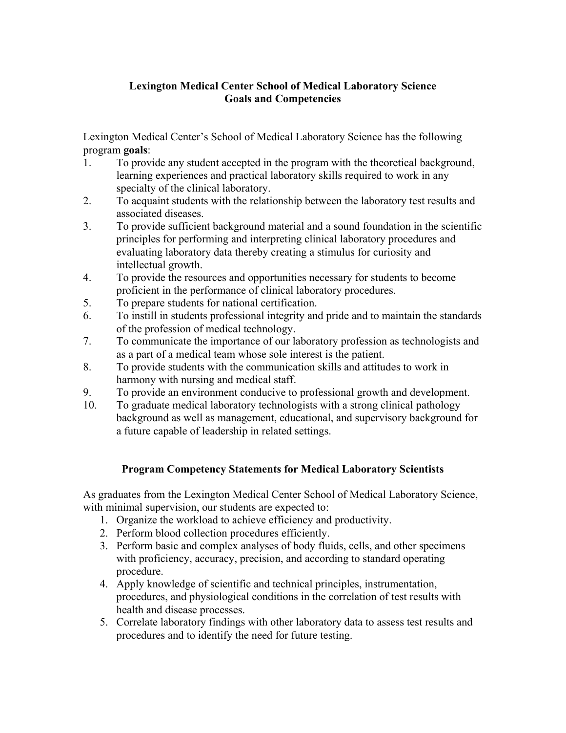# Lexington Medical Center School of Medical Laboratory Science
## Goals and Competencies

Lexington Medical Center's School of Medical Laboratory Science has the following program **goals**:

1. To provide any student accepted in the program with the theoretical background, learning experiences and practical laboratory skills required to work in any specialty of the clinical laboratory.
2. To acquaint students with the relationship between the laboratory test results and associated diseases.
3. To provide sufficient background material and a sound foundation in the scientific principles for performing and interpreting clinical laboratory procedures and evaluating laboratory data thereby creating a stimulus for curiosity and intellectual growth.
4. To provide the resources and opportunities necessary for students to become proficient in the performance of clinical laboratory procedures.
5. To prepare students for national certification.
6. To instill in students professional integrity and pride and to maintain the standards of the profession of medical technology.
7. To communicate the importance of our laboratory profession as technologists and as a part of a medical team whose sole interest is the patient.
8. To provide students with the communication skills and attitudes to work in harmony with nursing and medical staff.
9. To provide an environment conducive to professional growth and development.
10. To graduate medical laboratory technologists with a strong clinical pathology background as well as management, educational, and supervisory background for a future capable of leadership in related settings.

## Program Competency Statements for Medical Laboratory Scientists

As graduates from the Lexington Medical Center School of Medical Laboratory Science, with minimal supervision, our students are expected to:

1. Organize the workload to achieve efficiency and productivity.
2. Perform blood collection procedures efficiently.
3. Perform basic and complex analyses of body fluids, cells, and other specimens with proficiency, accuracy, precision, and according to standard operating procedure.
4. Apply knowledge of scientific and technical principles, instrumentation, procedures, and physiological conditions in the correlation of test results with health and disease processes.
5. Correlate laboratory findings with other laboratory data to assess test results and procedures and to identify the need for future testing.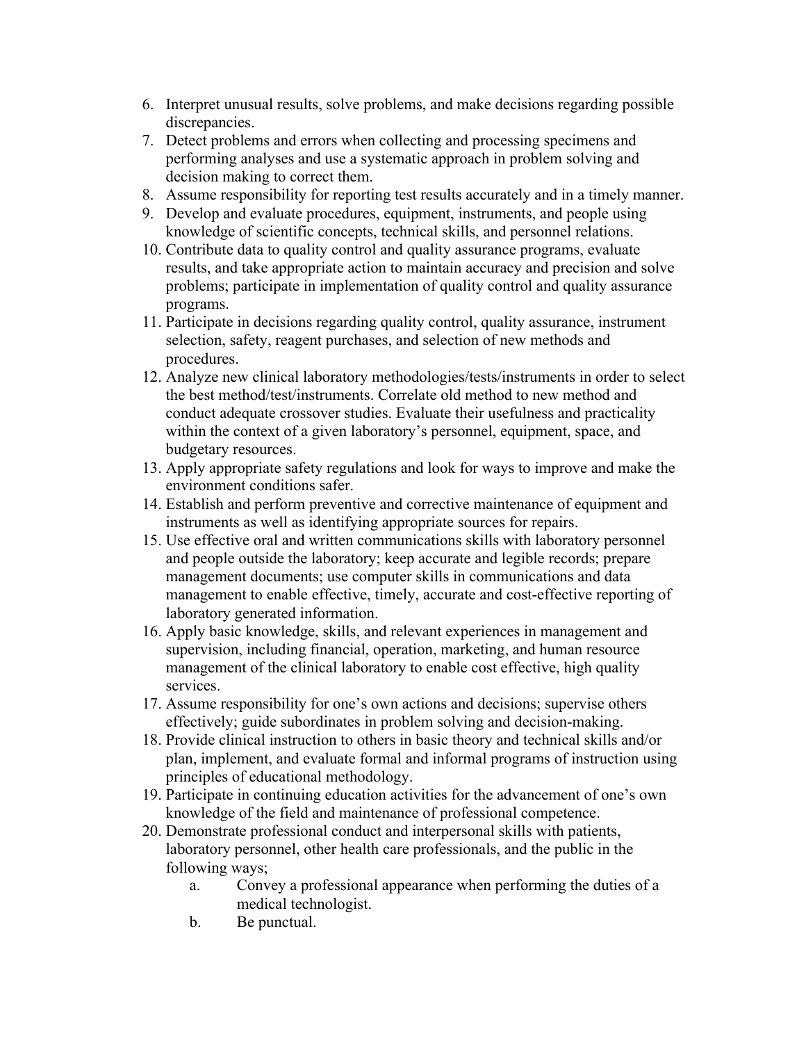6. Interpret unusual results, solve problems, and make decisions regarding possible discrepancies.
7. Detect problems and errors when collecting and processing specimens and performing analyses and use a systematic approach in problem solving and decision making to correct them.
8. Assume responsibility for reporting test results accurately and in a timely manner.
9. Develop and evaluate procedures, equipment, instruments, and people using knowledge of scientific concepts, technical skills, and personnel relations.
10. Contribute data to quality control and quality assurance programs, evaluate results, and take appropriate action to maintain accuracy and precision and solve problems; participate in implementation of quality control and quality assurance programs.
11. Participate in decisions regarding quality control, quality assurance, instrument selection, safety, reagent purchases, and selection of new methods and procedures.
12. Analyze new clinical laboratory methodologies/tests/instruments in order to select the best method/test/instruments. Correlate old method to new method and conduct adequate crossover studies. Evaluate their usefulness and practicality within the context of a given laboratory's personnel, equipment, space, and budgetary resources.
13. Apply appropriate safety regulations and look for ways to improve and make the environment conditions safer.
14. Establish and perform preventive and corrective maintenance of equipment and instruments as well as identifying appropriate sources for repairs.
15. Use effective oral and written communications skills with laboratory personnel and people outside the laboratory; keep accurate and legible records; prepare management documents; use computer skills in communications and data management to enable effective, timely, accurate and cost-effective reporting of laboratory generated information.
16. Apply basic knowledge, skills, and relevant experiences in management and supervision, including financial, operation, marketing, and human resource management of the clinical laboratory to enable cost effective, high quality services.
17. Assume responsibility for one's own actions and decisions; supervise others effectively; guide subordinates in problem solving and decision-making.
18. Provide clinical instruction to others in basic theory and technical skills and/or plan, implement, and evaluate formal and informal programs of instruction using principles of educational methodology.
19. Participate in continuing education activities for the advancement of one's own knowledge of the field and maintenance of professional competence.
20. Demonstrate professional conduct and interpersonal skills with patients, laboratory personnel, other health care professionals, and the public in the following ways;
    a. Convey a professional appearance when performing the duties of a medical technologist.
    b. Be punctual.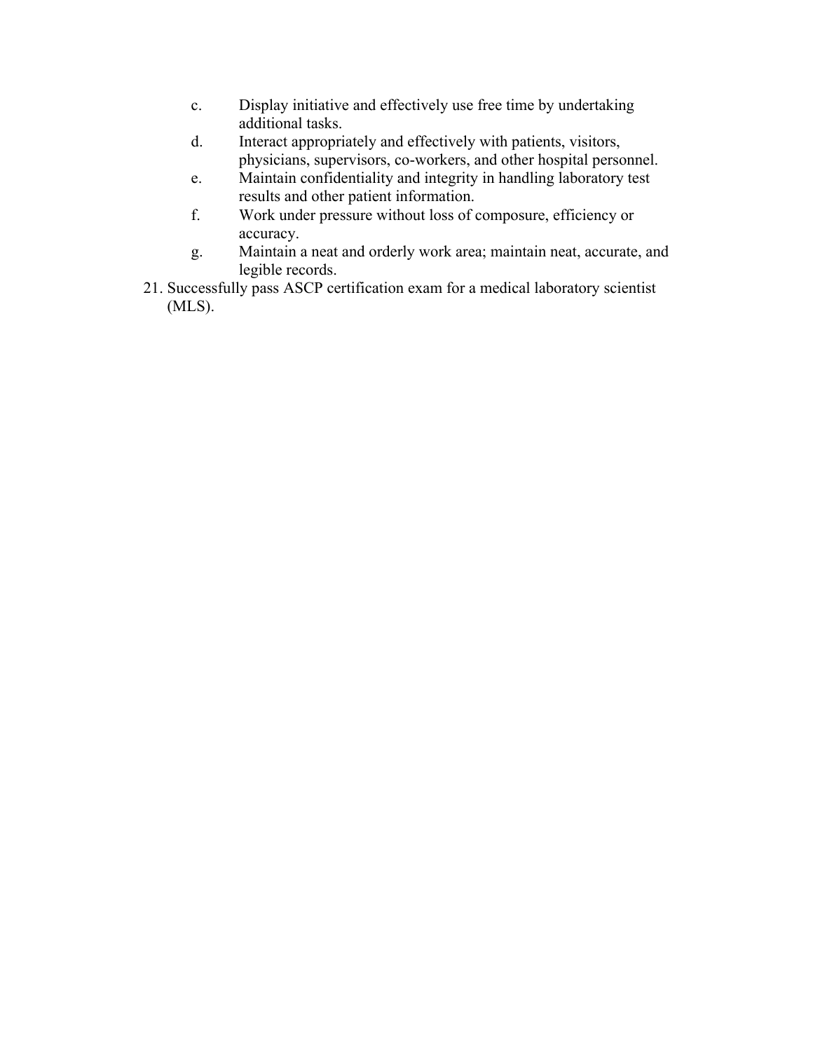c. Display initiative and effectively use free time by undertaking additional tasks.
d. Interact appropriately and effectively with patients, visitors, physicians, supervisors, co-workers, and other hospital personnel.
e. Maintain confidentiality and integrity in handling laboratory test results and other patient information.
f. Work under pressure without loss of composure, efficiency or accuracy.
g. Maintain a neat and orderly work area; maintain neat, accurate, and legible records.

21. Successfully pass ASCP certification exam for a medical laboratory scientist (MLS).